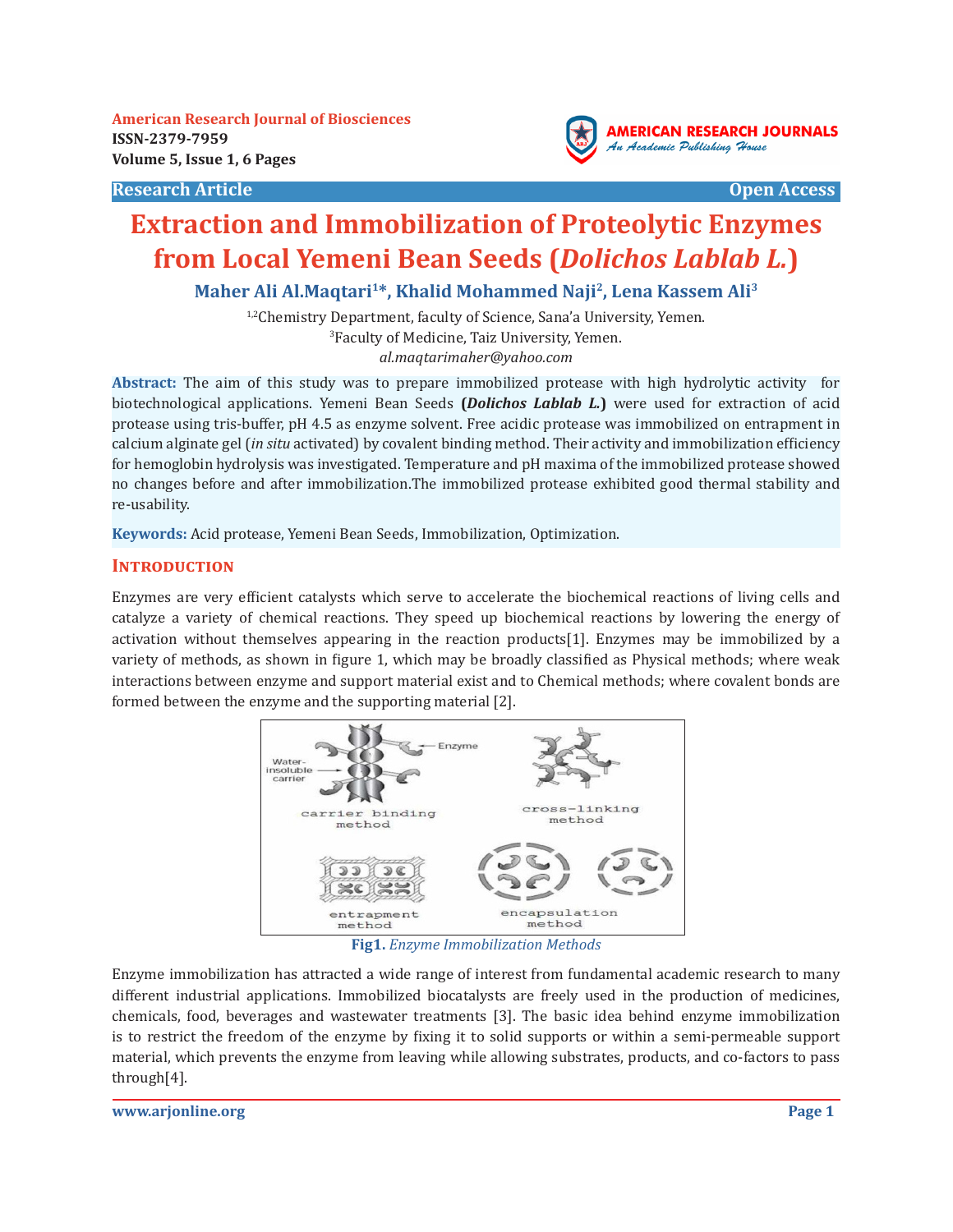American Research Journal of Biosciences
ISSN-2379-7959
Volume 5, Issue 1, 6 Pages

**Research Article** **Open Access**

# Extraction and Immobilization of Proteolytic Enzymes from Local Yemeni Bean Seeds (*Dolichos Lablab L.*)

**Maher Ali Al.Maqtari[1]\*, Khalid Mohammed Naji[2], Lena Kassem Ali[3]**

[1,2]Chemistry Department, faculty of Science, Sana'a University, Yemen.
[3]Faculty of Medicine, Taiz University, Yemen.
*al.maqtarimaher@yahoo.com*

**Abstract:** The aim of this study was to prepare immobilized protease with high hydrolytic activity for biotechnological applications. Yemeni Bean Seeds **(*Dolichos Lablab L.*)** were used for extraction of acid protease using tris-buffer, pH 4.5 as enzyme solvent. Free acidic protease was immobilized on entrapment in calcium alginate gel (*in situ* activated) by covalent binding method. Their activity and immobilization efficiency for hemoglobin hydrolysis was investigated. Temperature and pH maxima of the immobilized protease showed no changes before and after immobilization.The immobilized protease exhibited good thermal stability and re-usability.

**Keywords:** Acid protease, Yemeni Bean Seeds, Immobilization, Optimization.

## Introduction

Enzymes are very efficient catalysts which serve to accelerate the biochemical reactions of living cells and catalyze a variety of chemical reactions. They speed up biochemical reactions by lowering the energy of activation without themselves appearing in the reaction products[1]. Enzymes may be immobilized by a variety of methods, as shown in figure 1, which may be broadly classified as Physical methods; where weak interactions between enzyme and support material exist and to Chemical methods; where covalent bonds are formed between the enzyme and the supporting material [2].

**Fig1.** *Enzyme Immobilization Methods*

Enzyme immobilization has attracted a wide range of interest from fundamental academic research to many different industrial applications. Immobilized biocatalysts are freely used in the production of medicines, chemicals, food, beverages and wastewater treatments [3]. The basic idea behind enzyme immobilization is to restrict the freedom of the enzyme by fixing it to solid supports or within a semi-permeable support material, which prevents the enzyme from leaving while allowing substrates, products, and co-factors to pass through[4].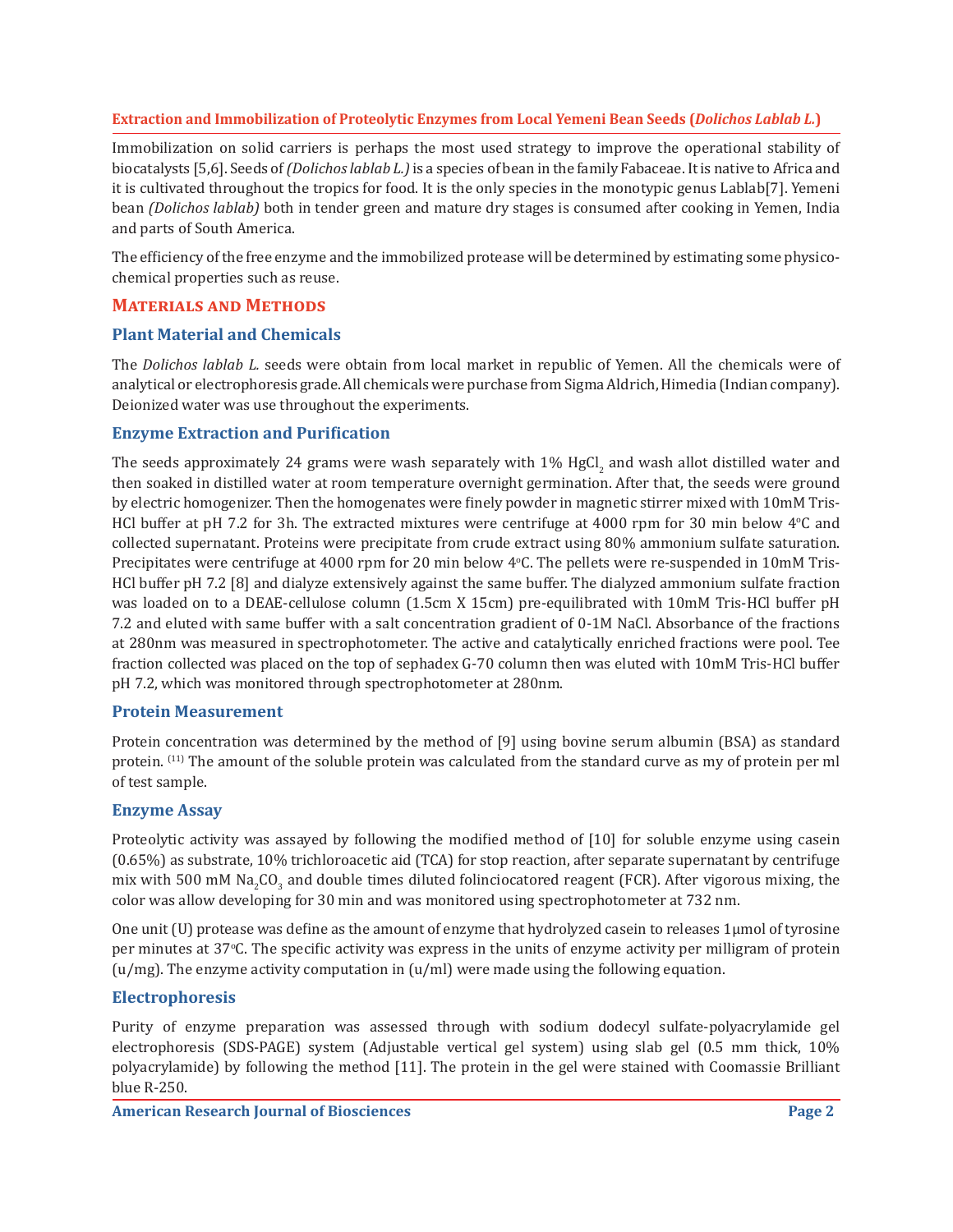Immobilization on solid carriers is perhaps the most used strategy to improve the operational stability of biocatalysts [5,6]. Seeds of *(Dolichos lablab L.)* is a species of bean in the family Fabaceae. It is native to Africa and it is cultivated throughout the tropics for food. It is the only species in the monotypic genus Lablab[7]. Yemeni bean *(Dolichos lablab)* both in tender green and mature dry stages is consumed after cooking in Yemen, India and parts of South America.

The efficiency of the free enzyme and the immobilized protease will be determined by estimating some physico-chemical properties such as reuse.

## Materials and Methods

### Plant Material and Chemicals

The *Dolichos lablab L.* seeds were obtain from local market in republic of Yemen. All the chemicals were of analytical or electrophoresis grade. All chemicals were purchase from Sigma Aldrich, Himedia (Indian company). Deionized water was use throughout the experiments.

### Enzyme Extraction and Purification

The seeds approximately 24 grams were wash separately with 1% $HgCl_2$ and wash allot distilled water and then soaked in distilled water at room temperature overnight germination. After that, the seeds were ground by electric homogenizer. Then the homogenates were finely powder in magnetic stirrer mixed with 10mM Tris-HCl buffer at pH 7.2 for 3h. The extracted mixtures were centrifuge at 4000 rpm for 30 min below 4°C and collected supernatant. Proteins were precipitate from crude extract using 80% ammonium sulfate saturation. Precipitates were centrifuge at 4000 rpm for 20 min below 4°C. The pellets were re-suspended in 10mM Tris-HCl buffer pH 7.2 [8] and dialyze extensively against the same buffer. The dialyzed ammonium sulfate fraction was loaded on to a DEAE-cellulose column (1.5cm X 15cm) pre-equilibrated with 10mM Tris-HCl buffer pH 7.2 and eluted with same buffer with a salt concentration gradient of 0-1M NaCl. Absorbance of the fractions at 280nm was measured in spectrophotometer. The active and catalytically enriched fractions were pool. Tee fraction collected was placed on the top of sephadex G-70 column then was eluted with 10mM Tris-HCl buffer pH 7.2, which was monitored through spectrophotometer at 280nm.

### Protein Measurement

Protein concentration was determined by the method of [9] using bovine serum albumin (BSA) as standard protein. [11] The amount of the soluble protein was calculated from the standard curve as my of protein per ml of test sample.

### Enzyme Assay

Proteolytic activity was assayed by following the modified method of [10] for soluble enzyme using casein (0.65%) as substrate, 10% trichloroacetic aid (TCA) for stop reaction, after separate supernatant by centrifuge mix with 500 mM $Na_2CO_3$ and double times diluted folinciocatored reagent (FCR). After vigorous mixing, the color was allow developing for 30 min and was monitored using spectrophotometer at 732 nm.

One unit (U) protease was define as the amount of enzyme that hydrolyzed casein to releases 1μmol of tyrosine per minutes at 37°C. The specific activity was express in the units of enzyme activity per milligram of protein (u/mg). The enzyme activity computation in (u/ml) were made using the following equation.

### Electrophoresis

Purity of enzyme preparation was assessed through with sodium dodecyl sulfate-polyacrylamide gel electrophoresis (SDS-PAGE) system (Adjustable vertical gel system) using slab gel (0.5 mm thick, 10% polyacrylamide) by following the method [11]. The protein in the gel were stained with Coomassie Brilliant blue R-250.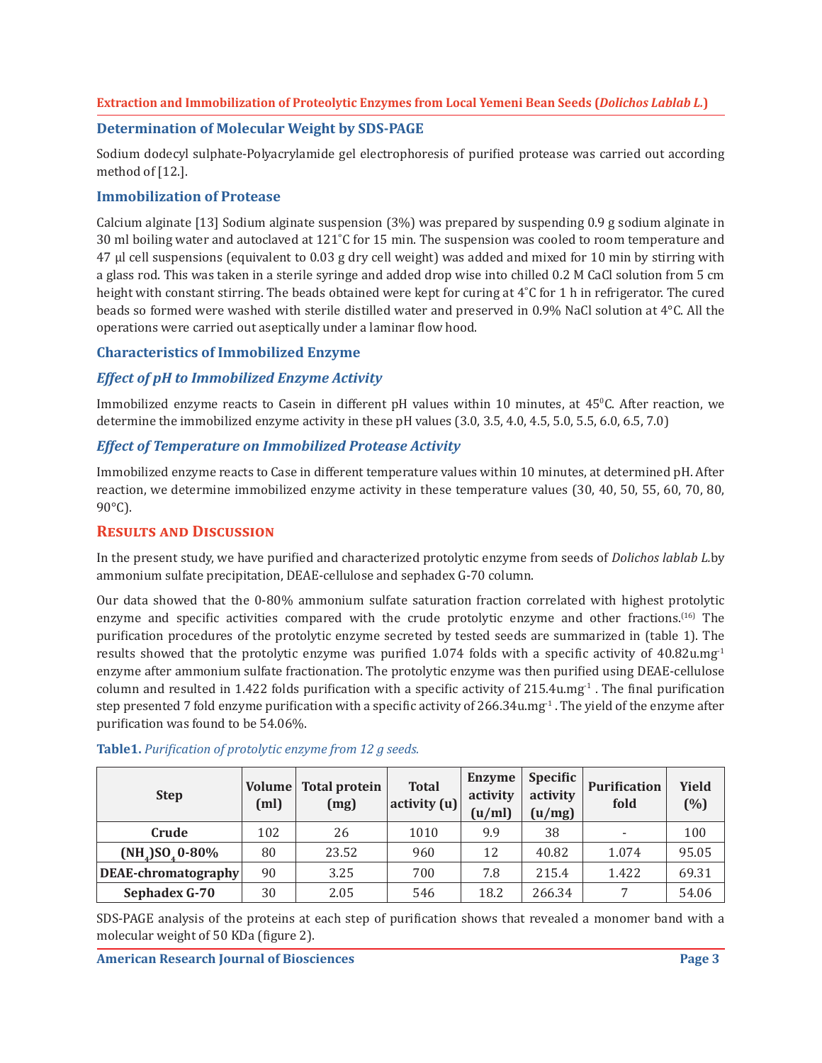## Determination of Molecular Weight by SDS-PAGE

Sodium dodecyl sulphate-Polyacrylamide gel electrophoresis of purified protease was carried out according method of [12.].

## Immobilization of Protease

Calcium alginate [13] Sodium alginate suspension (3%) was prepared by suspending 0.9 g sodium alginate in 30 ml boiling water and autoclaved at 121˚C for 15 min. The suspension was cooled to room temperature and 47 µl cell suspensions (equivalent to 0.03 g dry cell weight) was added and mixed for 10 min by stirring with a glass rod. This was taken in a sterile syringe and added drop wise into chilled 0.2 M CaCl solution from 5 cm height with constant stirring. The beads obtained were kept for curing at 4˚C for 1 h in refrigerator. The cured beads so formed were washed with sterile distilled water and preserved in 0.9% NaCl solution at 4°C. All the operations were carried out aseptically under a laminar flow hood.

## Characteristics of Immobilized Enzyme

### *Effect of pH to Immobilized Enzyme Activity*

Immobilized enzyme reacts to Casein in different pH values within 10 minutes, at 45$^{0}$C. After reaction, we determine the immobilized enzyme activity in these pH values (3.0, 3.5, 4.0, 4.5, 5.0, 5.5, 6.0, 6.5, 7.0)

### *Effect of Temperature on Immobilized Protease Activity*

Immobilized enzyme reacts to Case in different temperature values within 10 minutes, at determined pH. After reaction, we determine immobilized enzyme activity in these temperature values (30, 40, 50, 55, 60, 70, 80, 90°C).

## Results and Discussion

In the present study, we have purified and characterized protolytic enzyme from seeds of *Dolichos lablab L.*by ammonium sulfate precipitation, DEAE-cellulose and sephadex G-70 column.

Our data showed that the 0-80% ammonium sulfate saturation fraction correlated with highest protolytic enzyme and specific activities compared with the crude protolytic enzyme and other fractions.[16] The purification procedures of the protolytic enzyme secreted by tested seeds are summarized in (table 1). The results showed that the protolytic enzyme was purified 1.074 folds with a specific activity of 40.82u.mg$^{-1}$ enzyme after ammonium sulfate fractionation. The protolytic enzyme was then purified using DEAE-cellulose column and resulted in 1.422 folds purification with a specific activity of 215.4u.mg$^{-1}$ . The final purification step presented 7 fold enzyme purification with a specific activity of 266.34u.mg$^{-1}$ . The yield of the enzyme after purification was found to be 54.06%.

**Table1.** *Purification of protolytic enzyme from 12 g seeds.*

| Step | Volume (ml) | Total protein (mg) | Total activity (u) | Enzyme activity (u/ml) | Specific activity (u/mg) | Purification fold | Yield (%) |
|---|---|---|---|---|---|---|---|
| **Crude** | 102 | 26 | 1010 | 9.9 | 38 | - | 100 |
| **$(NH_4)SO_4$ 0-80%** | 80 | 23.52 | 960 | 12 | 40.82 | 1.074 | 95.05 |
| **DEAE-chromatography** | 90 | 3.25 | 700 | 7.8 | 215.4 | 1.422 | 69.31 |
| **Sephadex G-70** | 30 | 2.05 | 546 | 18.2 | 266.34 | 7 | 54.06 |

SDS-PAGE analysis of the proteins at each step of purification shows that revealed a monomer band with a molecular weight of 50 KDa (figure 2).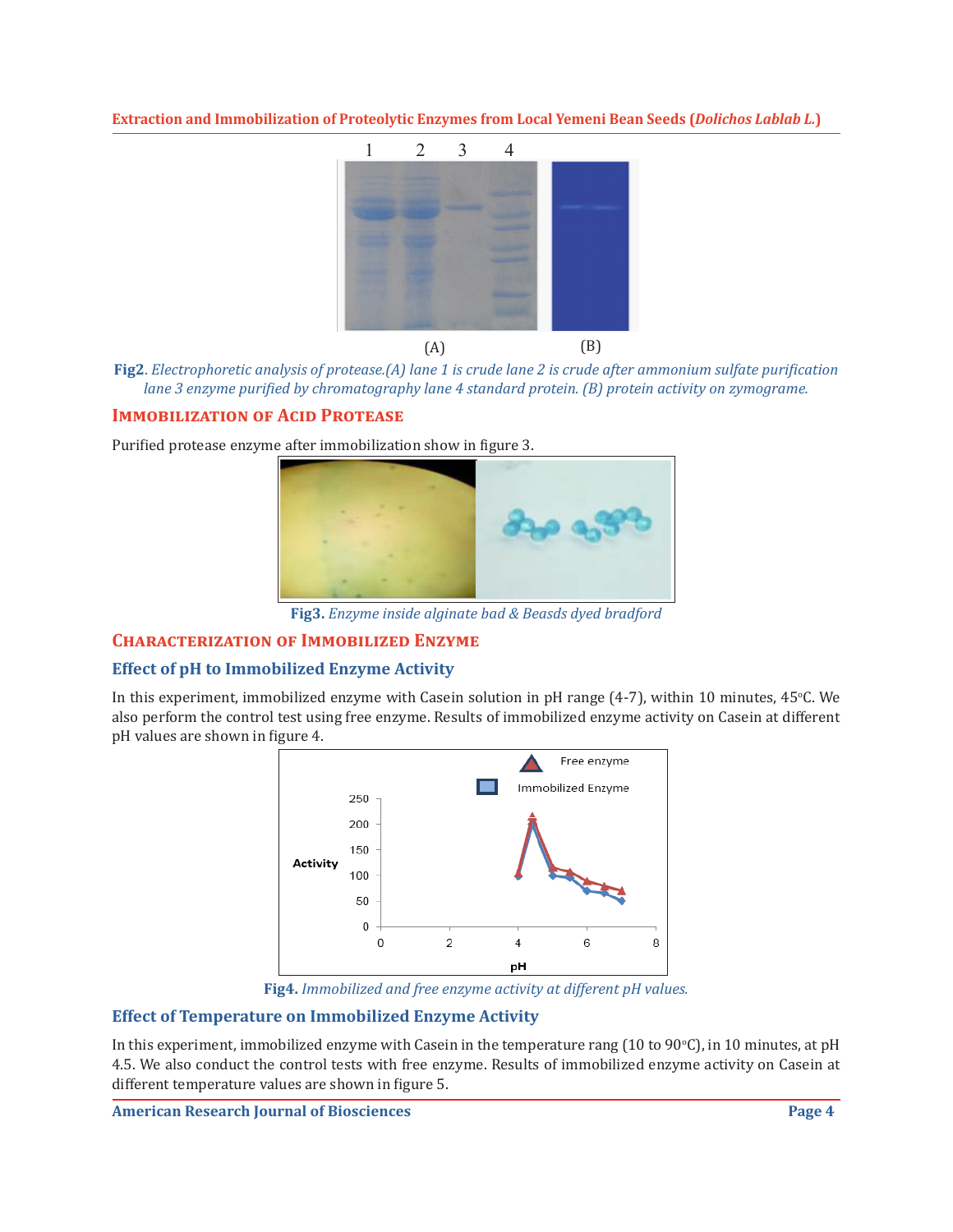Fig2. *Electrophoretic analysis of protease.(A) lane 1 is crude lane 2 is crude after ammonium sulfate purification lane 3 enzyme purified by chromatography lane 4 standard protein. (B) protein activity on zymograme.*

## Immobilization of Acid Protease

Purified protease enzyme after immobilization show in figure 3.

**Fig3.** *Enzyme inside alginate bad & Beasds dyed bradford*

## Characterization of Immobilized Enzyme

### Effect of pH to Immobilized Enzyme Activity

In this experiment, immobilized enzyme with Casein solution in pH range (4-7), within 10 minutes, 45°C. We also perform the control test using free enzyme. Results of immobilized enzyme activity on Casein at different pH values are shown in figure 4.

**Fig4.** *Immobilized and free enzyme activity at different pH values.*

### Effect of Temperature on Immobilized Enzyme Activity

In this experiment, immobilized enzyme with Casein in the temperature rang (10 to 90°C), in 10 minutes, at pH 4.5. We also conduct the control tests with free enzyme. Results of immobilized enzyme activity on Casein at different temperature values are shown in figure 5.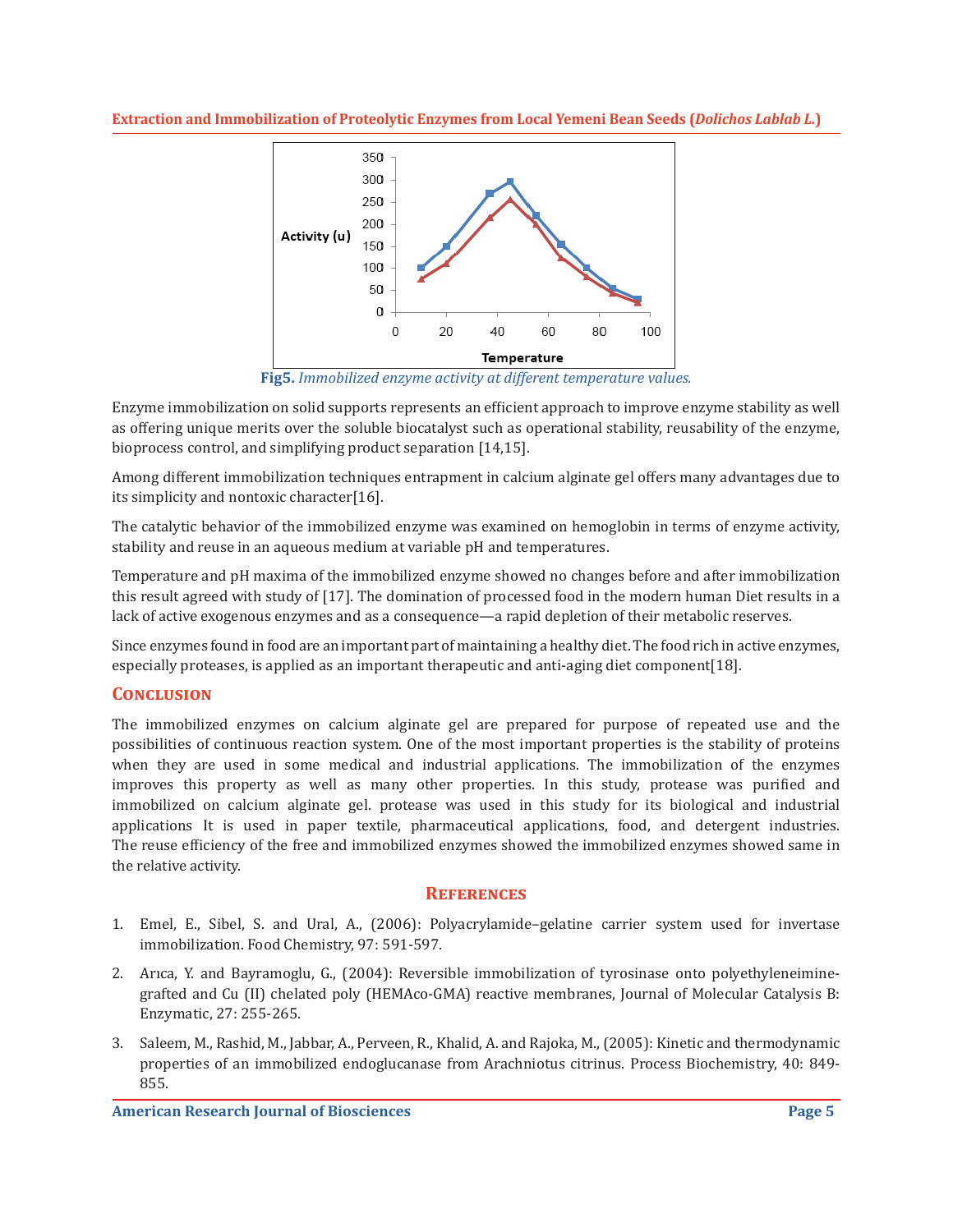Fig5. *Immobilized enzyme activity at different temperature values.*

Enzyme immobilization on solid supports represents an efficient approach to improve enzyme stability as well as offering unique merits over the soluble biocatalyst such as operational stability, reusability of the enzyme, bioprocess control, and simplifying product separation [14,15].

Among different immobilization techniques entrapment in calcium alginate gel offers many advantages due to its simplicity and nontoxic character[16].

The catalytic behavior of the immobilized enzyme was examined on hemoglobin in terms of enzyme activity, stability and reuse in an aqueous medium at variable pH and temperatures.

Temperature and pH maxima of the immobilized enzyme showed no changes before and after immobilization this result agreed with study of [17]. The domination of processed food in the modern human Diet results in a lack of active exogenous enzymes and as a consequence—a rapid depletion of their metabolic reserves.

Since enzymes found in food are an important part of maintaining a healthy diet. The food rich in active enzymes, especially proteases, is applied as an important therapeutic and anti-aging diet component[18].

## Conclusion

The immobilized enzymes on calcium alginate gel are prepared for purpose of repeated use and the possibilities of continuous reaction system. One of the most important properties is the stability of proteins when they are used in some medical and industrial applications. The immobilization of the enzymes improves this property as well as many other properties. In this study, protease was purified and immobilized on calcium alginate gel. protease was used in this study for its biological and industrial applications It is used in paper textile, pharmaceutical applications, food, and detergent industries. The reuse efficiency of the free and immobilized enzymes showed the immobilized enzymes showed same in the relative activity.

## References

1. Emel, E., Sibel, S. and Ural, A., (2006): Polyacrylamide–gelatine carrier system used for invertase immobilization. Food Chemistry, 97: 591-597.
2. Arıca, Y. and Bayramoglu, G., (2004): Reversible immobilization of tyrosinase onto polyethyleneimine-grafted and Cu (II) chelated poly (HEMAco-GMA) reactive membranes, Journal of Molecular Catalysis B: Enzymatic, 27: 255-265.
3. Saleem, M., Rashid, M., Jabbar, A., Perveen, R., Khalid, A. and Rajoka, M., (2005): Kinetic and thermodynamic properties of an immobilized endoglucanase from Arachniotus citrinus. Process Biochemistry, 40: 849-855.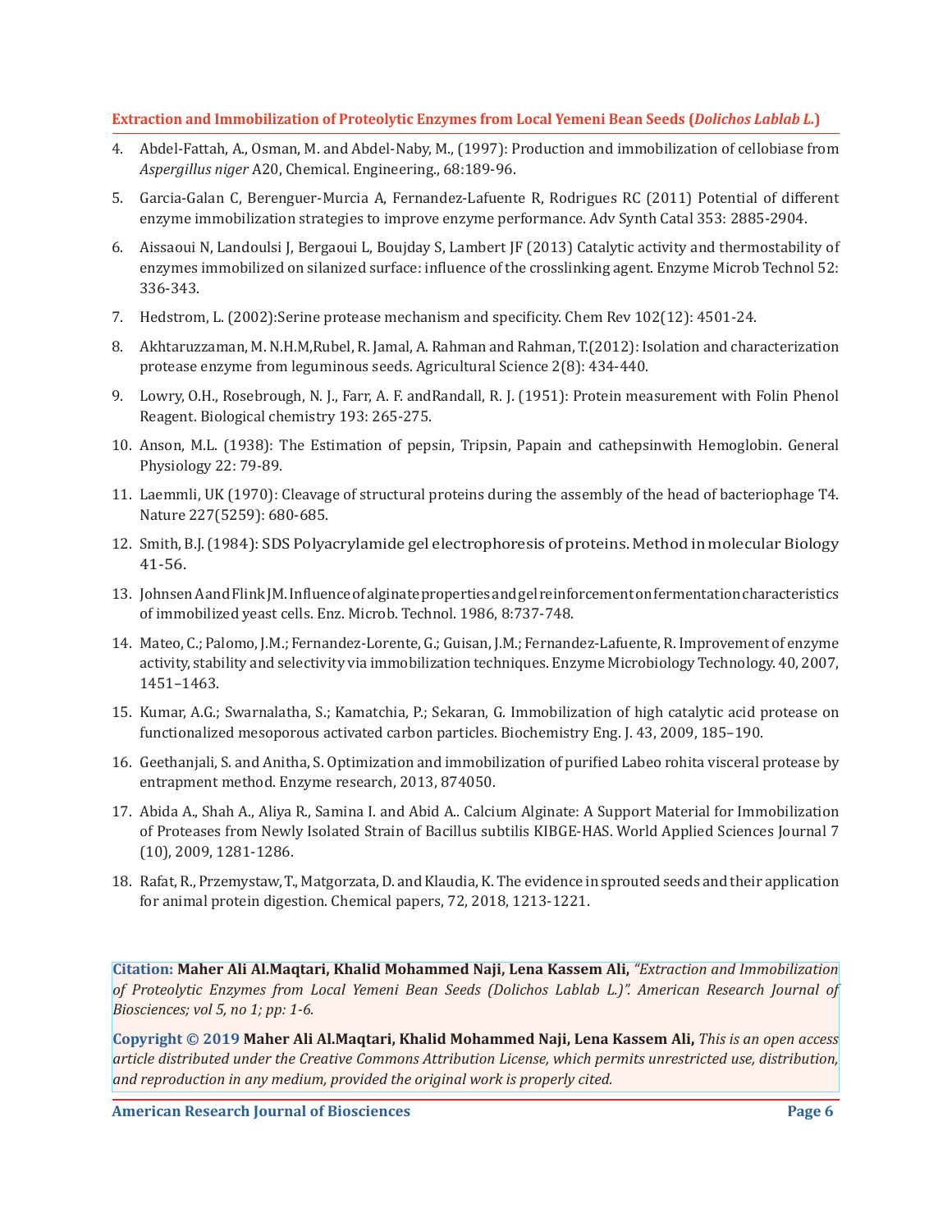4. Abdel-Fattah, A., Osman, M. and Abdel-Naby, M., (1997): Production and immobilization of cellobiase from *Aspergillus niger* A20, Chemical. Engineering., 68:189-96.

5. Garcia-Galan C, Berenguer-Murcia A, Fernandez-Lafuente R, Rodrigues RC (2011) Potential of different enzyme immobilization strategies to improve enzyme performance. Adv Synth Catal 353: 2885-2904.

6. Aissaoui N, Landoulsi J, Bergaoui L, Boujday S, Lambert JF (2013) Catalytic activity and thermostability of enzymes immobilized on silanized surface: influence of the crosslinking agent. Enzyme Microb Technol 52: 336-343.

7. Hedstrom, L. (2002):Serine protease mechanism and specificity. Chem Rev 102(12): 4501-24.

8. Akhtaruzzaman, M. N.H.M,Rubel, R. Jamal, A. Rahman and Rahman, T.(2012): Isolation and characterization protease enzyme from leguminous seeds. Agricultural Science 2(8): 434-440.

9. Lowry, O.H., Rosebrough, N. J., Farr, A. F. andRandall, R. J. (1951): Protein measurement with Folin Phenol Reagent. Biological chemistry 193: 265-275.

10. Anson, M.L. (1938): The Estimation of pepsin, Tripsin, Papain and cathepsinwith Hemoglobin. General Physiology 22: 79-89.

11. Laemmli, UK (1970): Cleavage of structural proteins during the assembly of the head of bacteriophage T4. Nature 227(5259): 680-685.

12. Smith, B.J. (1984): SDS Polyacrylamide gel electrophoresis of proteins. Method in molecular Biology 41-56.

13. Johnsen AandFlink JM. Influence of alginate properties and gel reinforcement on fermentation characteristics of immobilized yeast cells. Enz. Microb. Technol. 1986, 8:737-748.

14. Mateo, C.; Palomo, J.M.; Fernandez-Lorente, G.; Guisan, J.M.; Fernandez-Lafuente, R. Improvement of enzyme activity, stability and selectivity via immobilization techniques. Enzyme Microbiology Technology. 40, 2007, 1451–1463.

15. Kumar, A.G.; Swarnalatha, S.; Kamatchia, P.; Sekaran, G. Immobilization of high catalytic acid protease on functionalized mesoporous activated carbon particles. Biochemistry Eng. J. 43, 2009, 185–190.

16. Geethanjali, S. and Anitha, S. Optimization and immobilization of purified Labeo rohita visceral protease by entrapment method. Enzyme research, 2013, 874050.

17. Abida A., Shah A., Aliya R., Samina I. and Abid A.. Calcium Alginate: A Support Material for Immobilization of Proteases from Newly Isolated Strain of Bacillus subtilis KIBGE-HAS. World Applied Sciences Journal 7 (10), 2009, 1281-1286.

18. Rafat, R., Przemystaw, T., Matgorzata, D. and Klaudia, K. The evidence in sprouted seeds and their application for animal protein digestion. Chemical papers, 72, 2018, 1213-1221.

**Citation: Maher Ali Al.Maqtari, Khalid Mohammed Naji, Lena Kassem Ali,** *"Extraction and Immobilization of Proteolytic Enzymes from Local Yemeni Bean Seeds (Dolichos Lablab L.)". American Research Journal of Biosciences; vol 5, no 1; pp: 1-6.*

**Copyright © 2019 Maher Ali Al.Maqtari, Khalid Mohammed Naji, Lena Kassem Ali,** *This is an open access article distributed under the Creative Commons Attribution License, which permits unrestricted use, distribution, and reproduction in any medium, provided the original work is properly cited.*